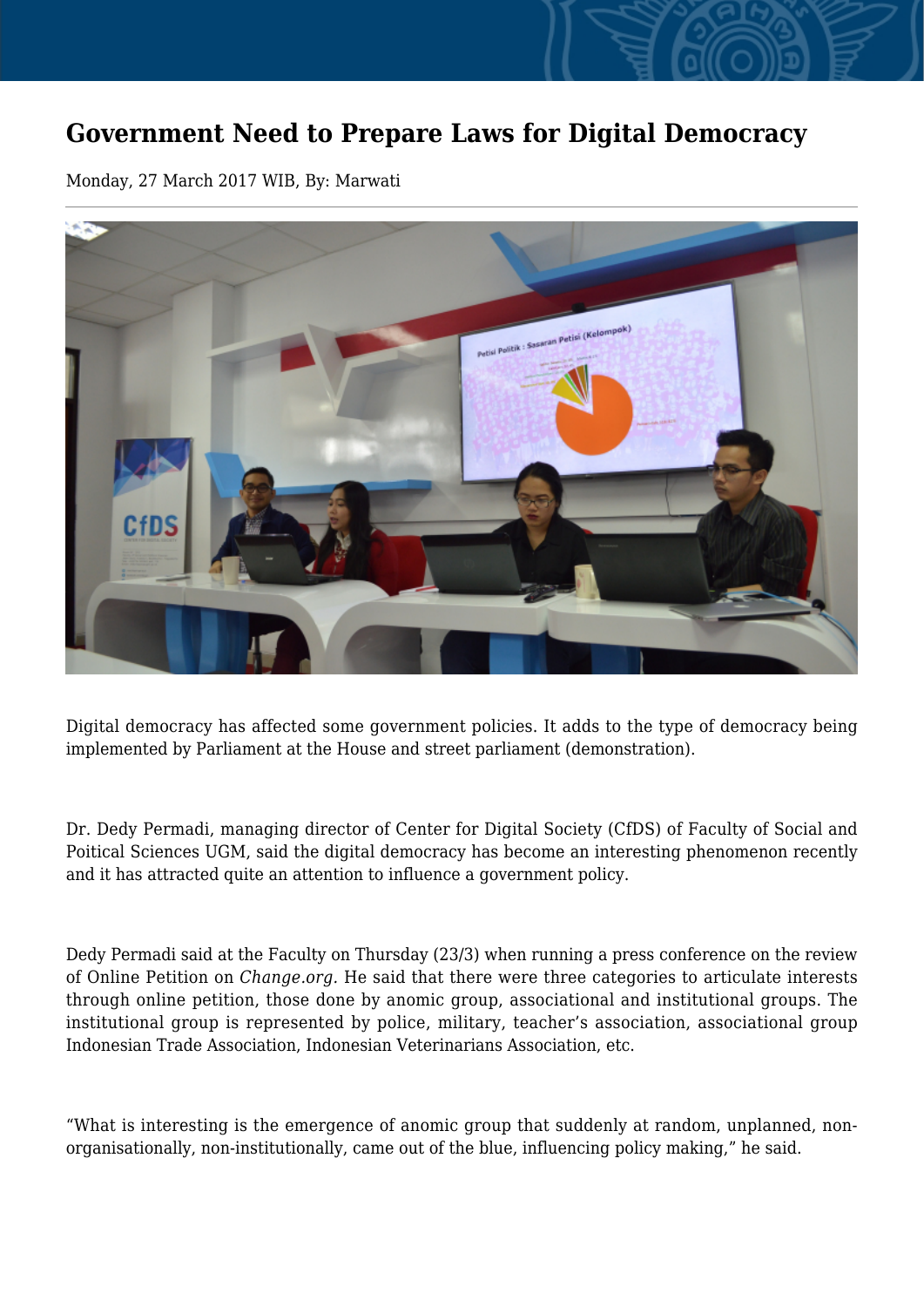# Government Need to Prepare Laws for Digital Democracy

Monday, 27 March 2017 WIB, By: Marwati

Digital democracy has affected some government policies. It adds to the type of democracy being implemented by Parliament at the House and street parliament (demonstration).

Dr. Dedy Permadi, managing director of Center for Digital Society (CfDS) of Faculty of Social and Poitical Sciences UGM, said the digital democracy has become an interesting phenomenon recently and it has attracted quite an attention to influence a government policy.

Dedy Permadi said at the Faculty on Thursday (23/3) when running a press conference on the review of Online Petition on *Change.org.* He said that there were three categories to articulate interests through online petition, those done by anomic group, associational and institutional groups. The institutional group is represented by police, military, teacher's association, associational group Indonesian Trade Association, Indonesian Veterinarians Association, etc.

"What is interesting is the emergence of anomic group that suddenly at random, unplanned, non-organisationally, non-institutionally, came out of the blue, influencing policy making," he said.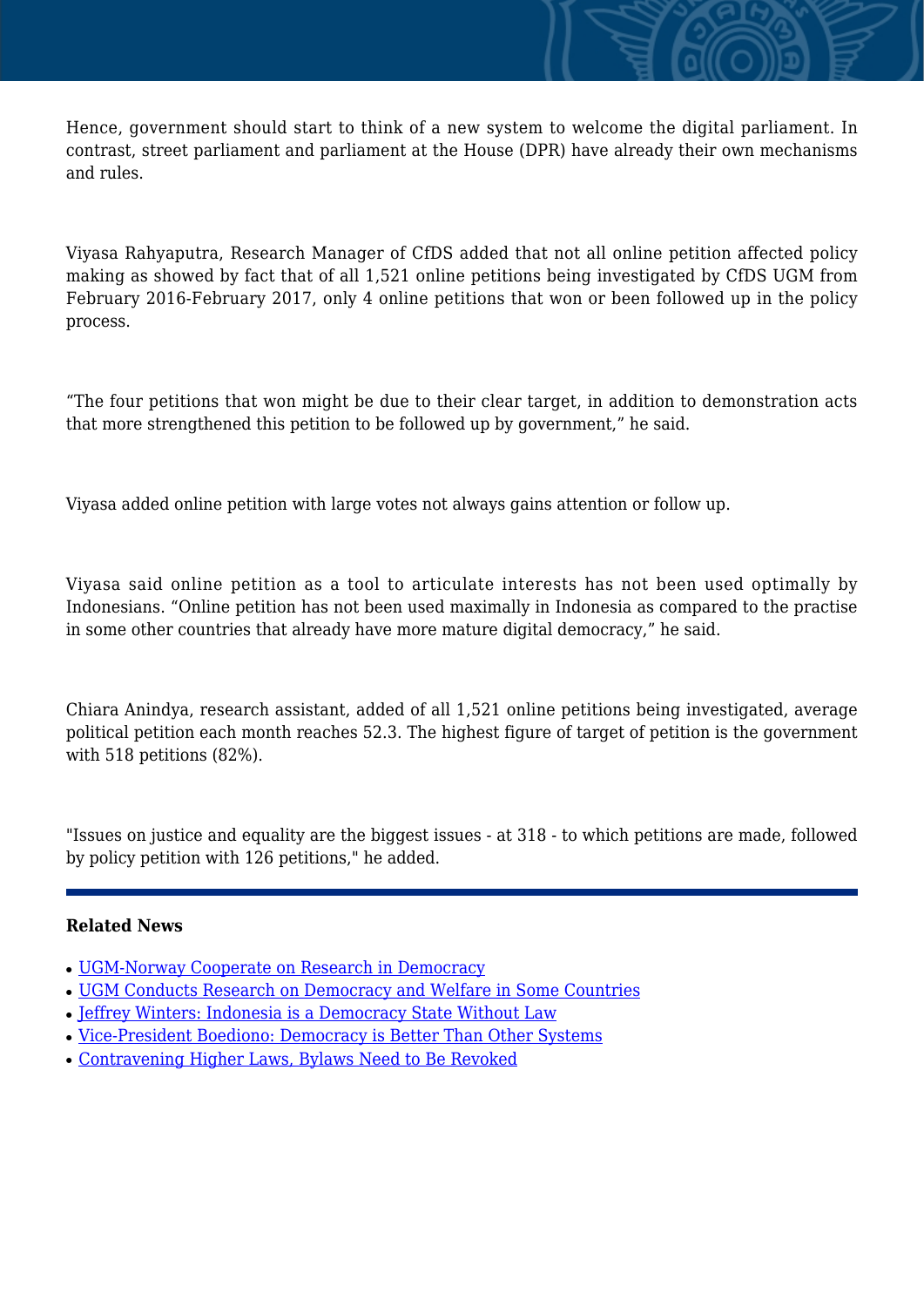Hence, government should start to think of a new system to welcome the digital parliament. In contrast, street parliament and parliament at the House (DPR) have already their own mechanisms and rules.

Viyasa Rahyaputra, Research Manager of CfDS added that not all online petition affected policy making as showed by fact that of all 1,521 online petitions being investigated by CfDS UGM from February 2016-February 2017, only 4 online petitions that won or been followed up in the policy process.

“The four petitions that won might be due to their clear target, in addition to demonstration acts that more strengthened this petition to be followed up by government,” he said.

Viyasa added online petition with large votes not always gains attention or follow up.

Viyasa said online petition as a tool to articulate interests has not been used optimally by Indonesians. “Online petition has not been used maximally in Indonesia as compared to the practise in some other countries that already have more mature digital democracy,” he said.

Chiara Anindya, research assistant, added of all 1,521 online petitions being investigated, average political petition each month reaches 52.3. The highest figure of target of petition is the government with 518 petitions (82%).

"Issues on justice and equality are the biggest issues - at 318 - to which petitions are made, followed by policy petition with 126 petitions," he added.

---

### Related News

- UGM-Norway Cooperate on Research in Democracy
- UGM Conducts Research on Democracy and Welfare in Some Countries
- Jeffrey Winters: Indonesia is a Democracy State Without Law
- Vice-President Boediono: Democracy is Better Than Other Systems
- Contravening Higher Laws, Bylaws Need to Be Revoked